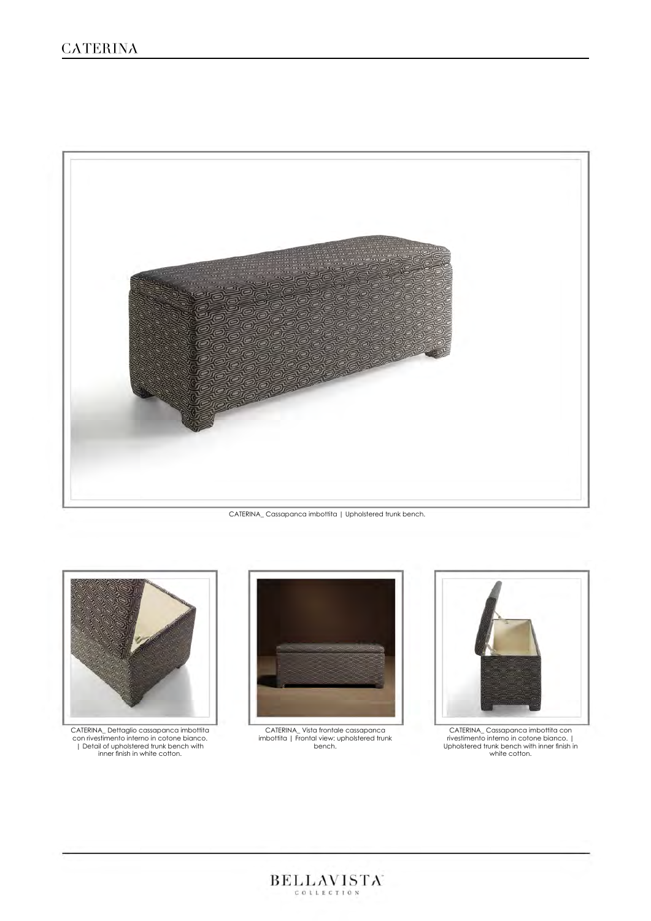# CATERINA

CATERINA_ Cassapanca imbottita | Upholstered trunk bench.

CATERINA_ Dettaglio cassapanca imbottita con rivestimento interno in cotone bianco. | Detail of upholstered trunk bench with inner finish in white cotton.

CATERINA_ Vista frontale cassapanca imbottita | Frontal view: upholstered trunk bench.

CATERINA_ Cassapanca imbottita con rivestimento interno in cotone bianco. | Upholstered trunk bench with inner finish in white cotton.

BELLAVISTA COLLECTION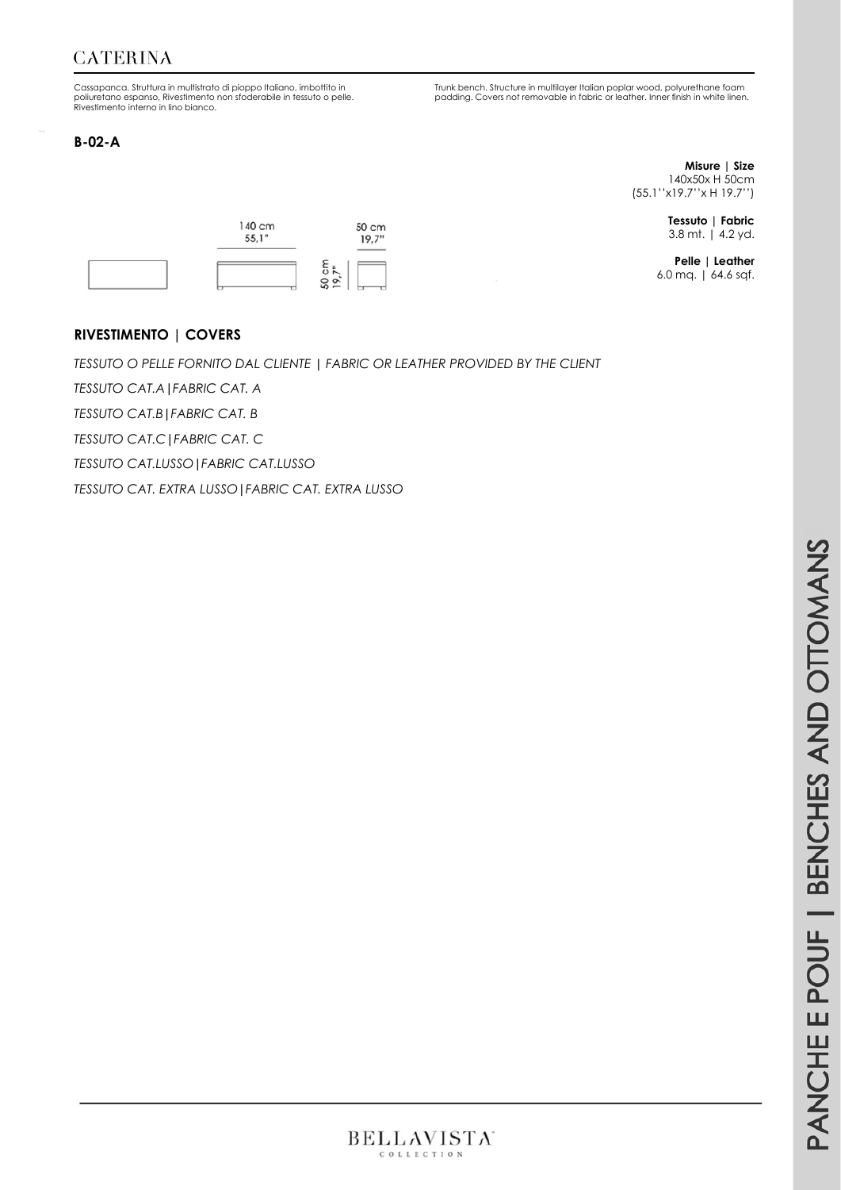# CATERINA

Cassapanca. Struttura in multistrato di pioppo Italiano, imbottito in poliuretano espanso. Rivestimento non sfoderabile in tessuto o pelle. Rivestimento interno in lino bianco.

Trunk bench. Structure in multilayer Italian poplar wood, polyurethane foam padding. Covers not removable in fabric or leather. Inner finish in white linen.

## B-02-A

140 cm
55,1"

50 cm
19,7"

50 cm
19,7"

**Misure | Size**
140x50x H 50cm
(55.1''x19.7''x H 19.7'')

**Tessuto | Fabric**
3.8 mt. | 4.2 yd.

**Pelle | Leather**
6.0 mq. | 64.6 sqf.

## RIVESTIMENTO | COVERS

*TESSUTO O PELLE FORNITO DAL CLIENTE | FABRIC OR LEATHER PROVIDED BY THE CLIENT*

*TESSUTO CAT.A|FABRIC CAT. A*

*TESSUTO CAT.B|FABRIC CAT. B*

*TESSUTO CAT.C|FABRIC CAT. C*

*TESSUTO CAT.LUSSO|FABRIC CAT.LUSSO*

*TESSUTO CAT. EXTRA LUSSO|FABRIC CAT. EXTRA LUSSO*

PANCHE E POUF | BENCHES AND OTTOMANS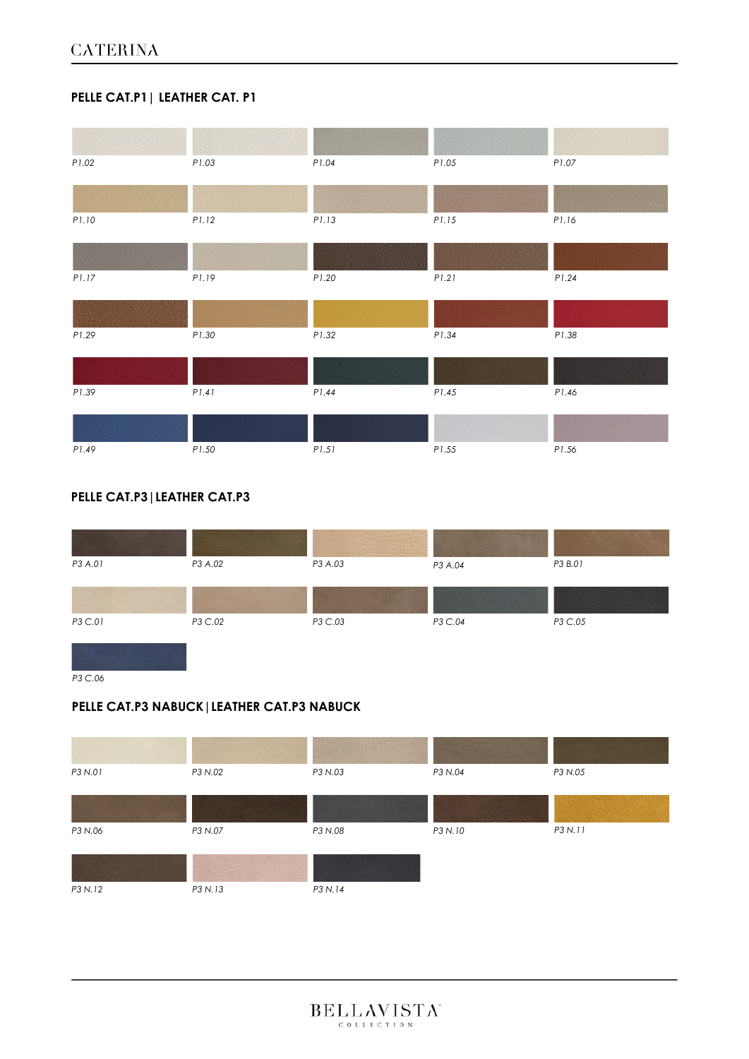# CATERINA

## PELLE CAT.P1 | LEATHER CAT. P1

| | | | | |
|---|---|---|---|---|
| *P1.02* | *P1.03* | *P1.04* | *P1.05* | *P1.07* |
| *P1.10* | *P1.12* | *P1.13* | *P1.15* | *P1.16* |
| *P1.17* | *P1.19* | *P1.20* | *P1.21* | *P1.24* |
| *P1.29* | *P1.30* | *P1.32* | *P1.34* | *P1.38* |
| *P1.39* | *P1.41* | *P1.44* | *P1.45* | *P1.46* |
| *P1.49* | *P1.50* | *P1.51* | *P1.55* | *P1.56* |

## PELLE CAT.P3 | LEATHER CAT.P3

| | | | | |
|---|---|---|---|---|
| *P3 A.01* | *P3 A.02* | *P3 A.03* | *P3 A.04* | *P3 B.01* |
| *P3 C.01* | *P3 C.02* | *P3 C.03* | *P3 C.04* | *P3 C.05* |
| *P3 C.06* | | | | |

## PELLE CAT.P3 NABUCK | LEATHER CAT.P3 NABUCK

| | | | | |
|---|---|---|---|---|
| *P3 N.01* | *P3 N.02* | *P3 N.03* | *P3 N.04* | *P3 N.05* |
| *P3 N.06* | *P3 N.07* | *P3 N.08* | *P3 N.10* | *P3 N.11* |
| *P3 N.12* | *P3 N.13* | *P3 N.14* | | |